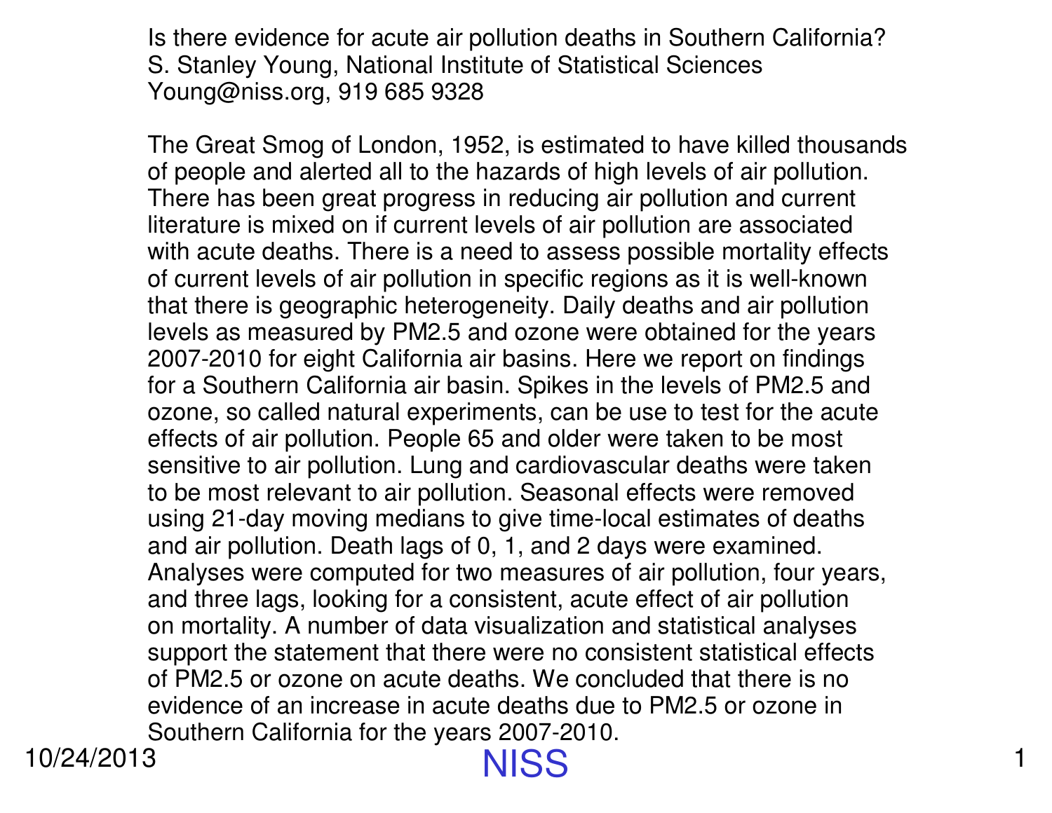# Is there evidence for acute air pollution deaths in Southern California?

S. Stanley Young, National Institute of Statistical Sciences
Young@niss.org, 919 685 9328

The Great Smog of London, 1952, is estimated to have killed thousands of people and alerted all to the hazards of high levels of air pollution. There has been great progress in reducing air pollution and current literature is mixed on if current levels of air pollution are associated with acute deaths. There is a need to assess possible mortality effects of current levels of air pollution in specific regions as it is well-known that there is geographic heterogeneity. Daily deaths and air pollution levels as measured by PM2.5 and ozone were obtained for the years 2007-2010 for eight California air basins. Here we report on findings for a Southern California air basin. Spikes in the levels of PM2.5 and ozone, so called natural experiments, can be use to test for the acute effects of air pollution. People 65 and older were taken to be most sensitive to air pollution. Lung and cardiovascular deaths were taken to be most relevant to air pollution. Seasonal effects were removed using 21-day moving medians to give time-local estimates of deaths and air pollution. Death lags of 0, 1, and 2 days were examined. Analyses were computed for two measures of air pollution, four years, and three lags, looking for a consistent, acute effect of air pollution on mortality. A number of data visualization and statistical analyses support the statement that there were no consistent statistical effects of PM2.5 or ozone on acute deaths. We concluded that there is no evidence of an increase in acute deaths due to PM2.5 or ozone in Southern California for the years 2007-2010.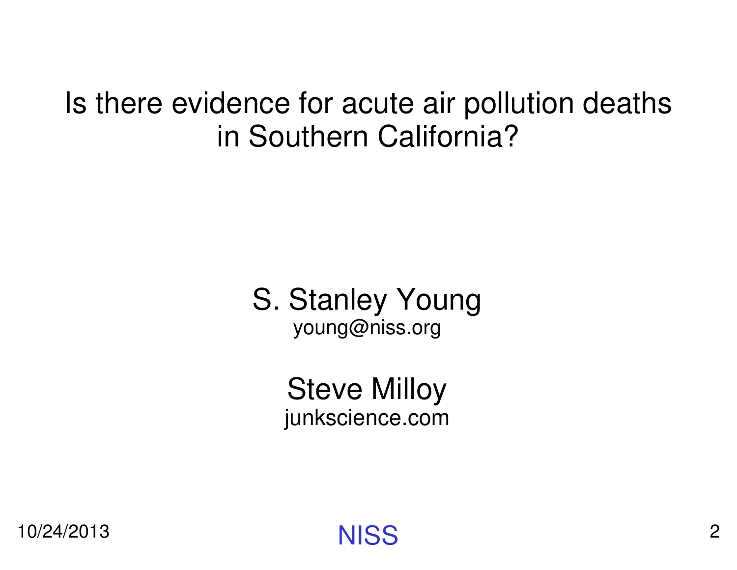# Is there evidence for acute air pollution deaths in Southern California?

S. Stanley Young
young@niss.org

Steve Milloy
junkscience.com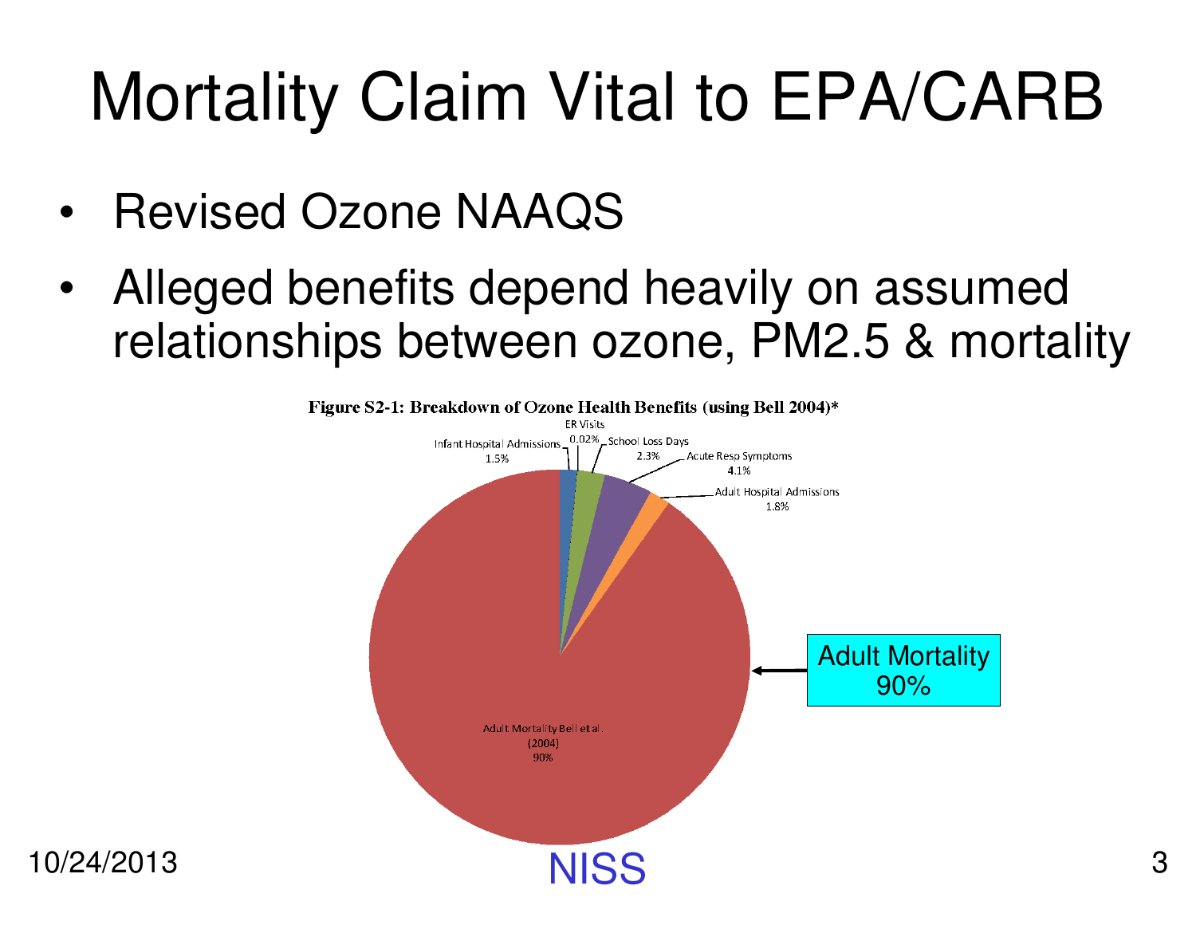# Mortality Claim Vital to EPA/CARB

- Revised Ozone NAAQS
- Alleged benefits depend heavily on assumed relationships between ozone, PM2.5 & mortality

**Figure S2-1: Breakdown of Ozone Health Benefits (using Bell 2004)***

- Infant Hospital Admissions 1.5%
- ER Visits 0.02%
- School Loss Days 2.3%
- Acute Resp Symptoms 4.1%
- Adult Hospital Admissions 1.8%
- Adult Mortality Bell et al. (2004) 90%

Adult Mortality 90%

10/24/2013

NISS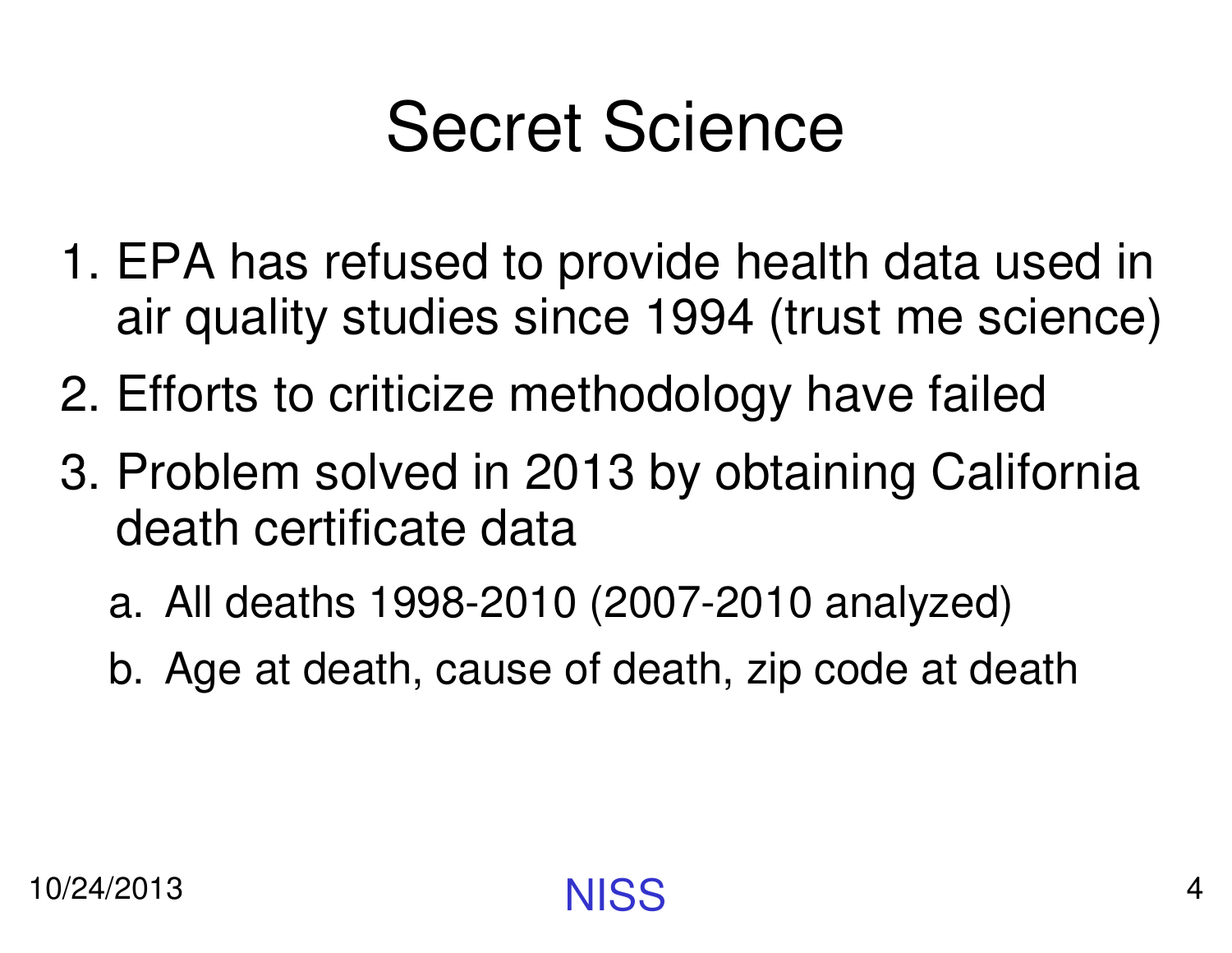# Secret Science

1. EPA has refused to provide health data used in air quality studies since 1994 (trust me science)
2. Efforts to criticize methodology have failed
3. Problem solved in 2013 by obtaining California death certificate data
   a. All deaths 1998-2010 (2007-2010 analyzed)
   b. Age at death, cause of death, zip code at death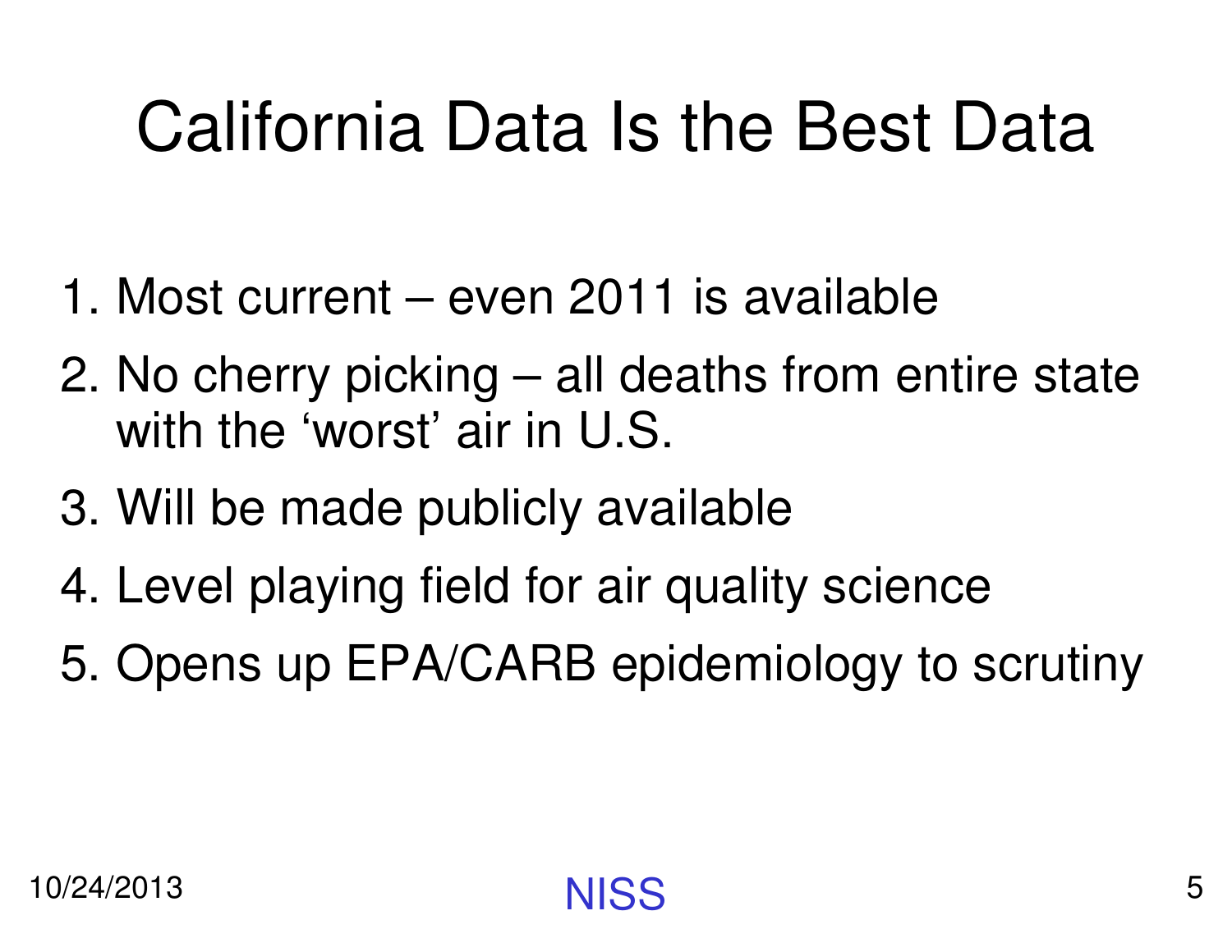# California Data Is the Best Data

1. Most current – even 2011 is available
2. No cherry picking – all deaths from entire state with the ‘worst’ air in U.S.
3. Will be made publicly available
4. Level playing field for air quality science
5. Opens up EPA/CARB epidemiology to scrutiny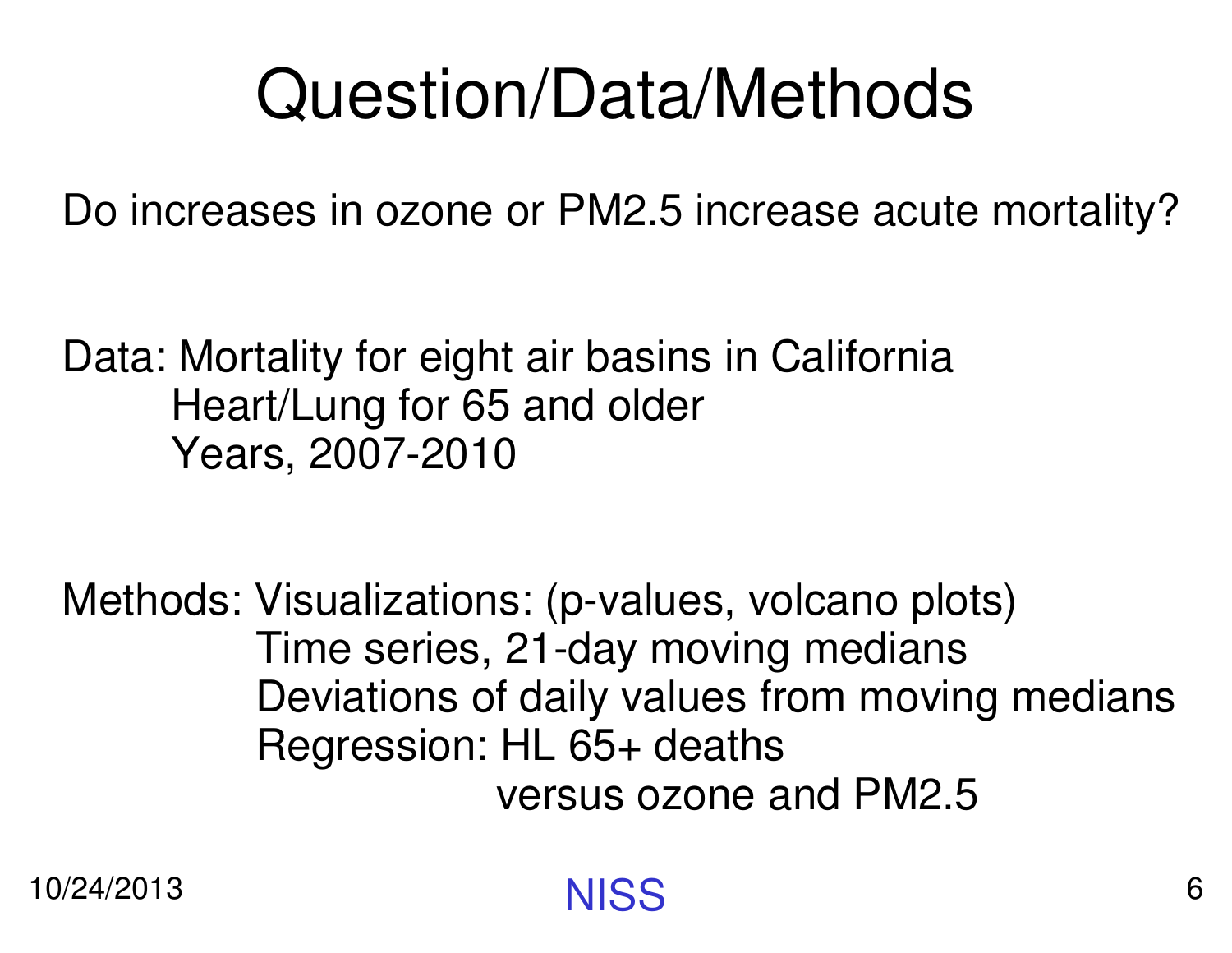# Question/Data/Methods

Do increases in ozone or PM2.5 increase acute mortality?

Data: Mortality for eight air basins in California
Heart/Lung for 65 and older
Years, 2007-2010

Methods: Visualizations: (p-values, volcano plots)
Time series, 21-day moving medians
Deviations of daily values from moving medians
Regression: HL 65+ deaths
versus ozone and PM2.5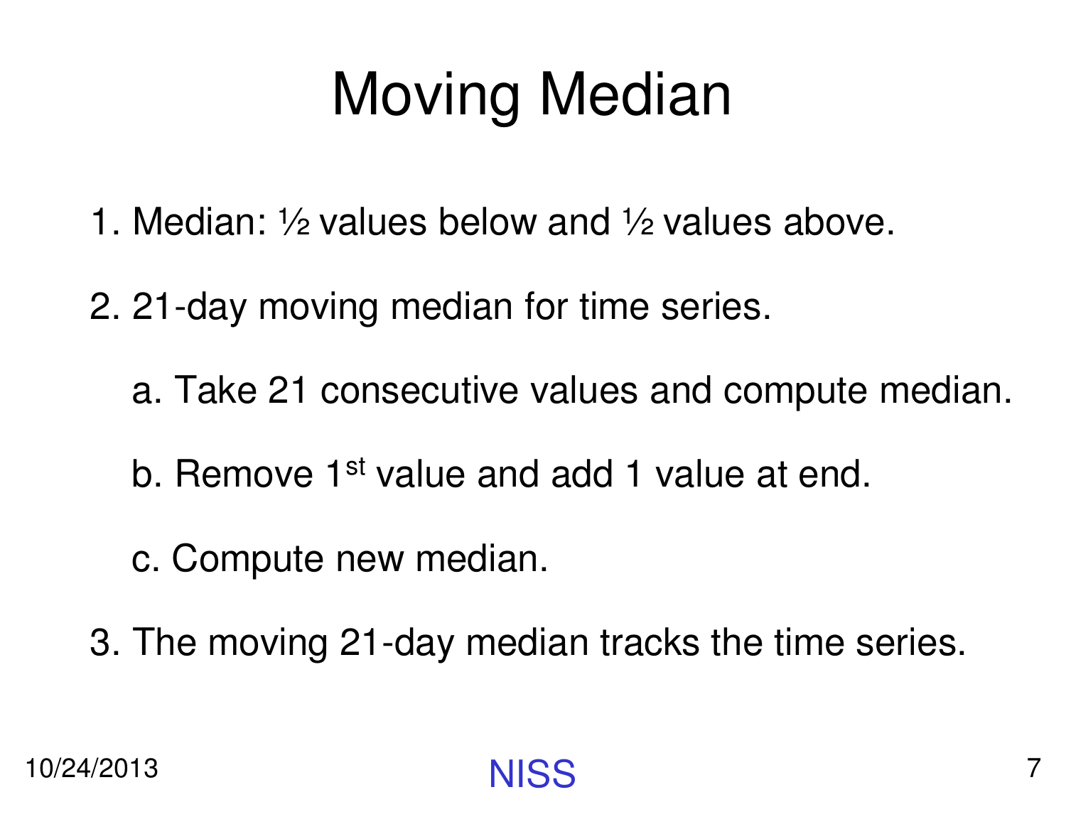# Moving Median

1. Median: ½ values below and ½ values above.
2. 21-day moving median for time series.
   a. Take 21 consecutive values and compute median.
   b. Remove 1st value and add 1 value at end.
   c. Compute new median.
3. The moving 21-day median tracks the time series.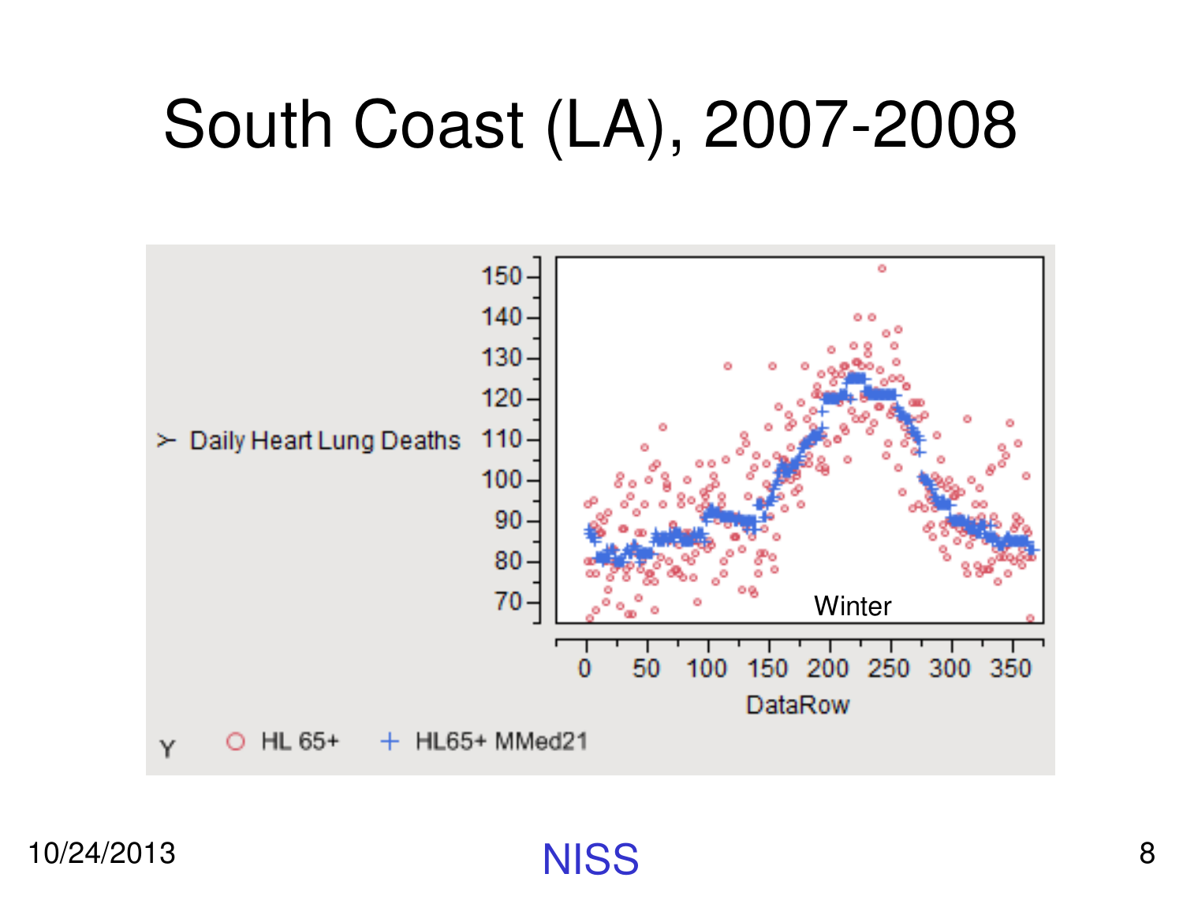# South Coast (LA), 2007-2008

> Daily Heart Lung Deaths

Winter

DataRow

Y ○ HL 65+ + HL65+ MMed21

NISS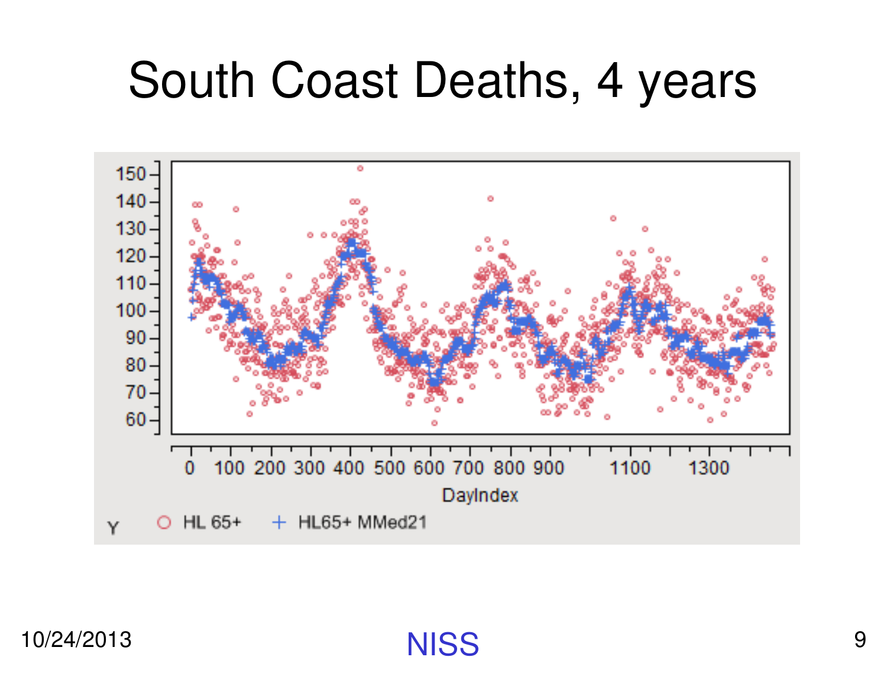# South Coast Deaths, 4 years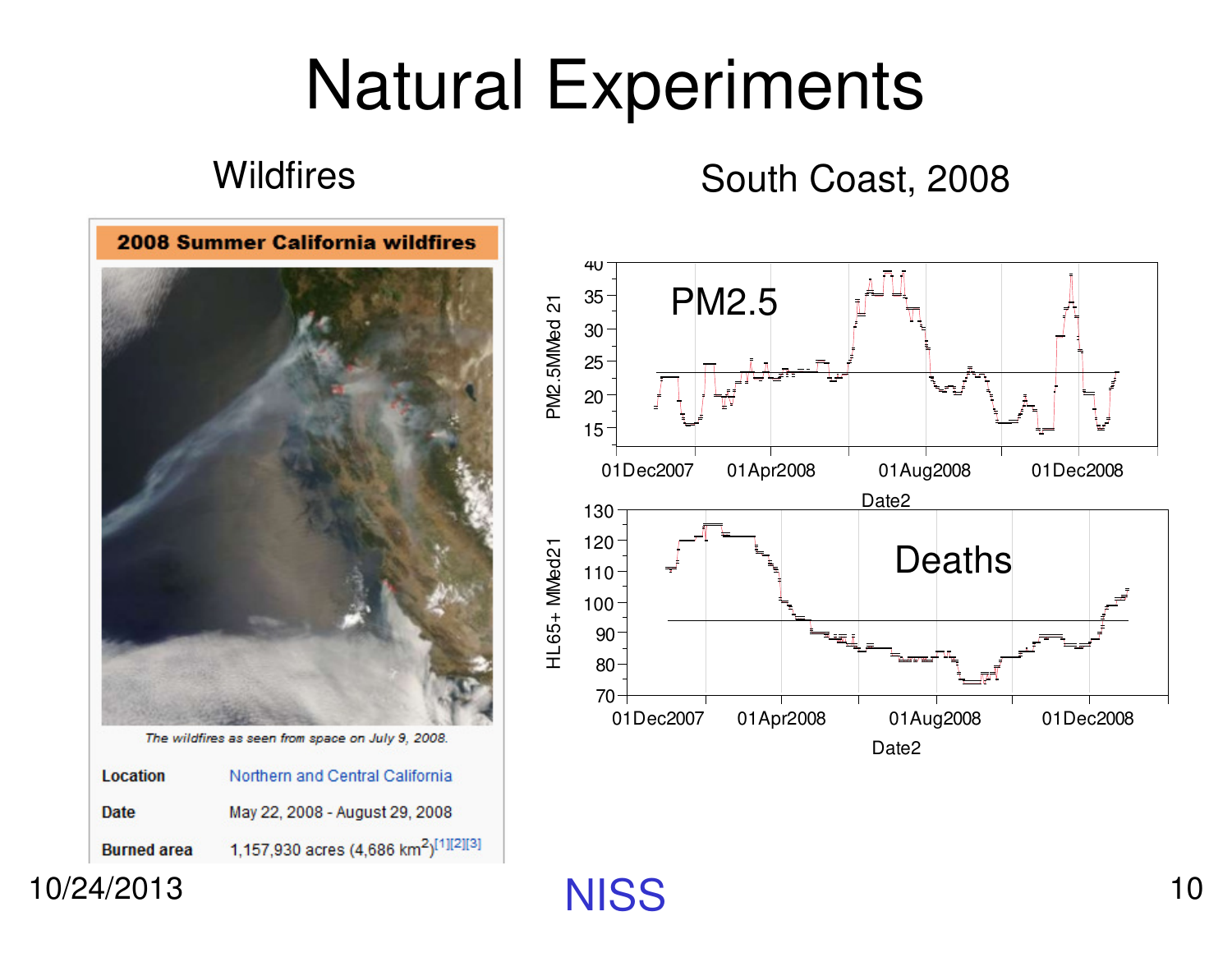# Natural Experiments

## Wildfires

**2008 Summer California wildfires**

*The wildfires as seen from space on July 9, 2008.*

| | |
|---|---|
| **Location** | Northern and Central California |
| **Date** | May 22, 2008 - August 29, 2008 |
| **Burned area** | 1,157,930 acres (4,686 km$^2$)[1][2][3] |

## South Coast, 2008

PM2.5

Deaths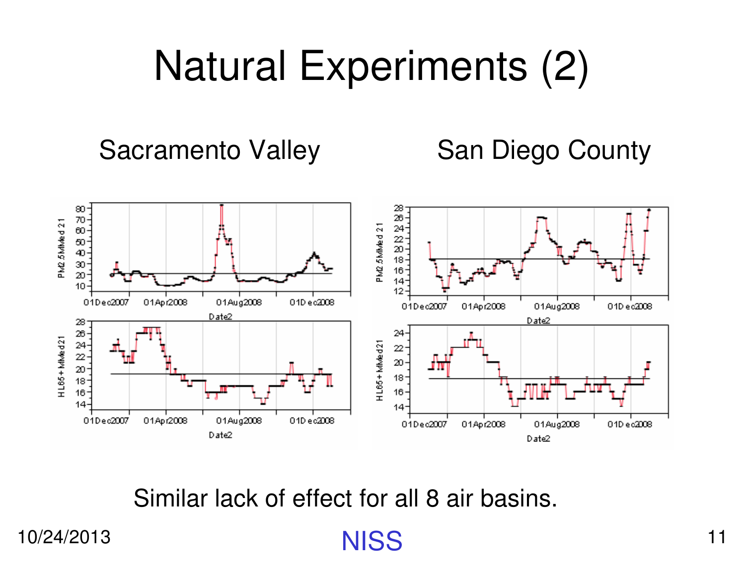# Natural Experiments (2)

Sacramento Valley

San Diego County

Similar lack of effect for all 8 air basins.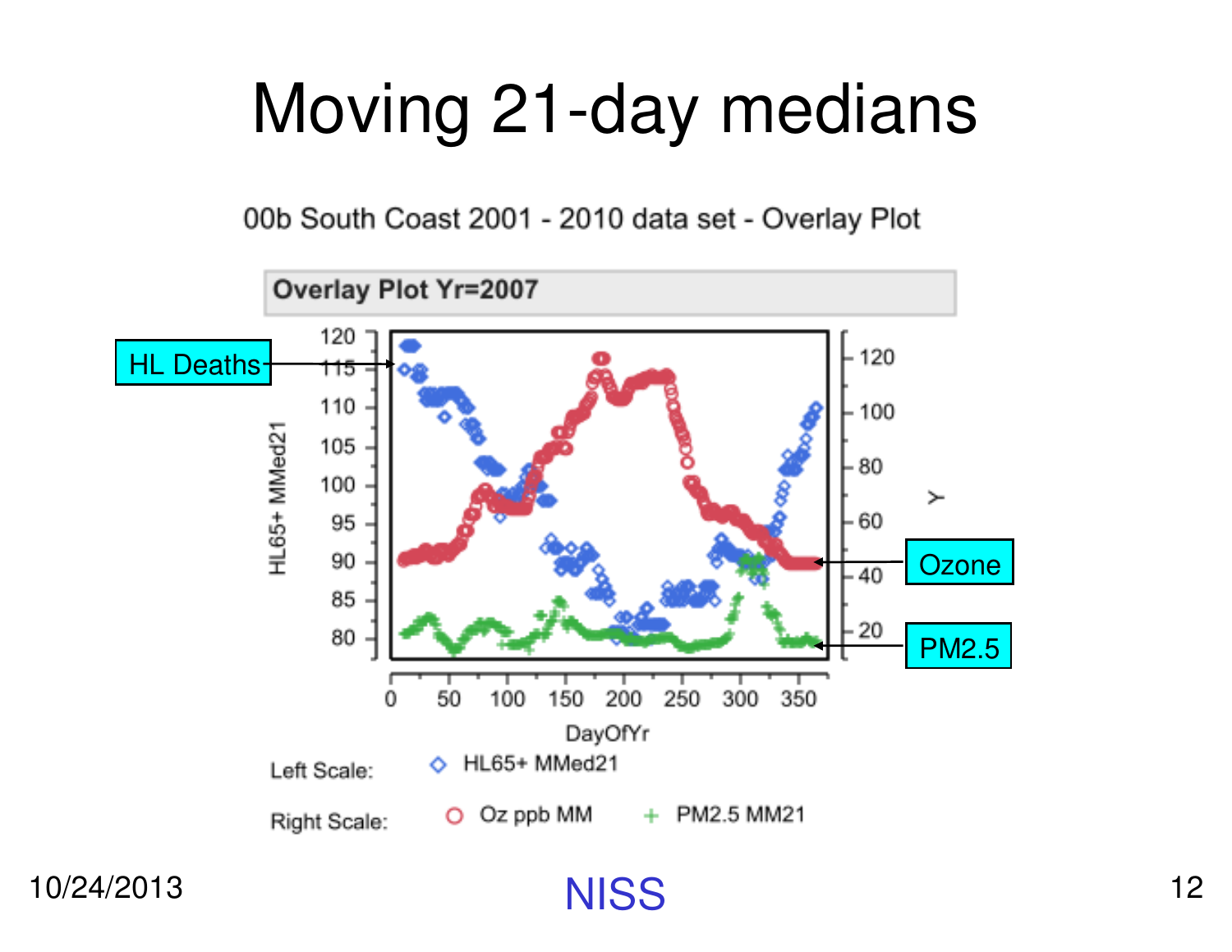# Moving 21-day medians

00b South Coast 2001 - 2010 data set - Overlay Plot

**Overlay Plot Yr=2007**

HL Deaths

Ozone

PM2.5

Left Scale: ◇ HL65+ MMed21

Right Scale: ○ Oz ppb MM + PM2.5 MM21

10/24/2013

NISS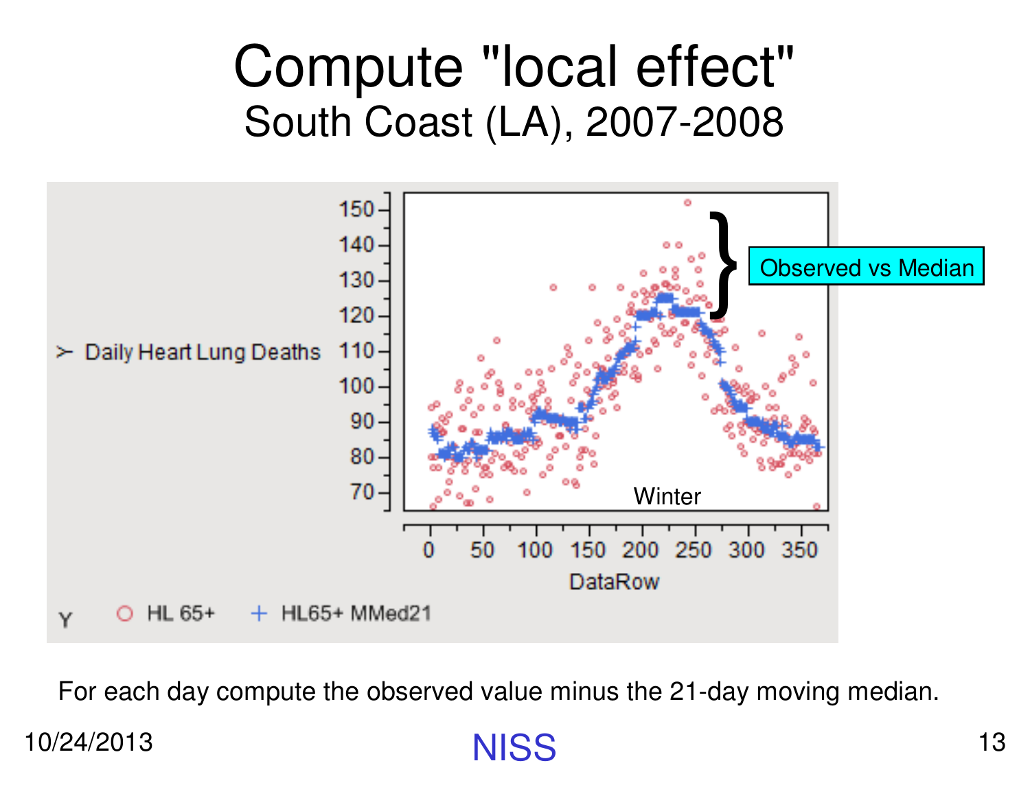# Compute "local effect"

## South Coast (LA), 2007-2008

Daily Heart Lung Deaths

Observed vs Median

Winter

DataRow

Y ○ HL 65+ + HL65+ MMed21

For each day compute the observed value minus the 21-day moving median.

10/24/2013

NISS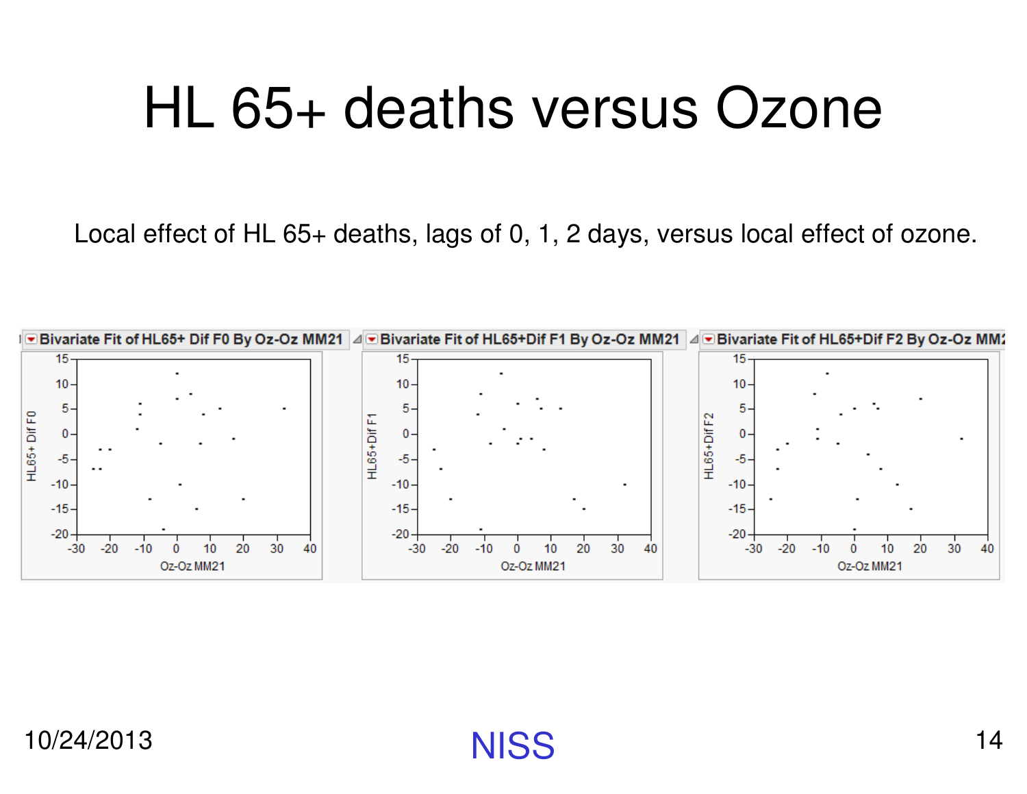# HL 65+ deaths versus Ozone

Local effect of HL 65+ deaths, lags of 0, 1, 2 days, versus local effect of ozone.

Bivariate Fit of HL65+ Dif F0 By Oz-Oz MM21

Bivariate Fit of HL65+Dif F1 By Oz-Oz MM21

Bivariate Fit of HL65+Dif F2 By Oz-Oz MM21

10/24/2013

NISS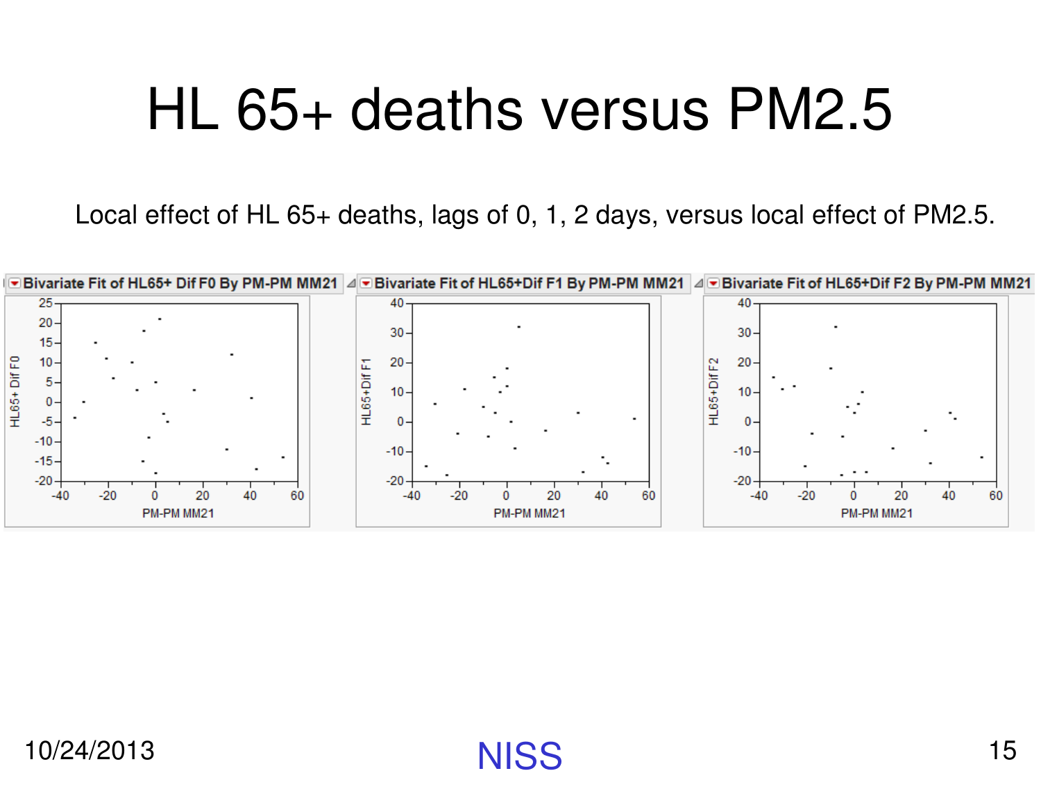# HL 65+ deaths versus PM2.5

Local effect of HL 65+ deaths, lags of 0, 1, 2 days, versus local effect of PM2.5.

Bivariate Fit of HL65+ Dif F0 By PM-PM MM21

Bivariate Fit of HL65+Dif F1 By PM-PM MM21

Bivariate Fit of HL65+Dif F2 By PM-PM MM21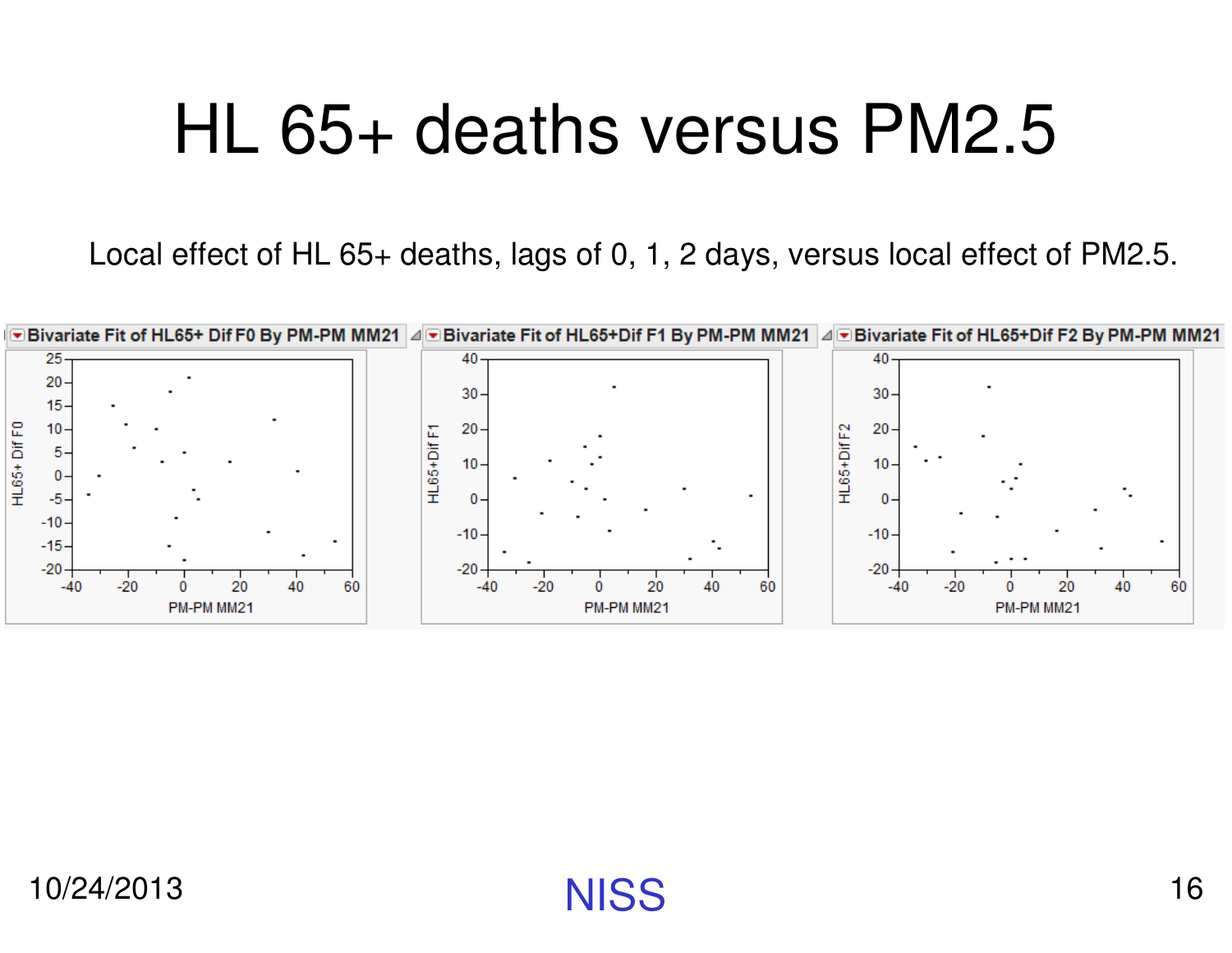# HL 65+ deaths versus PM2.5

Local effect of HL 65+ deaths, lags of 0, 1, 2 days, versus local effect of PM2.5.

Bivariate Fit of HL65+ Dif F0 By PM-PM MM21

Bivariate Fit of HL65+Dif F1 By PM-PM MM21

Bivariate Fit of HL65+Dif F2 By PM-PM MM21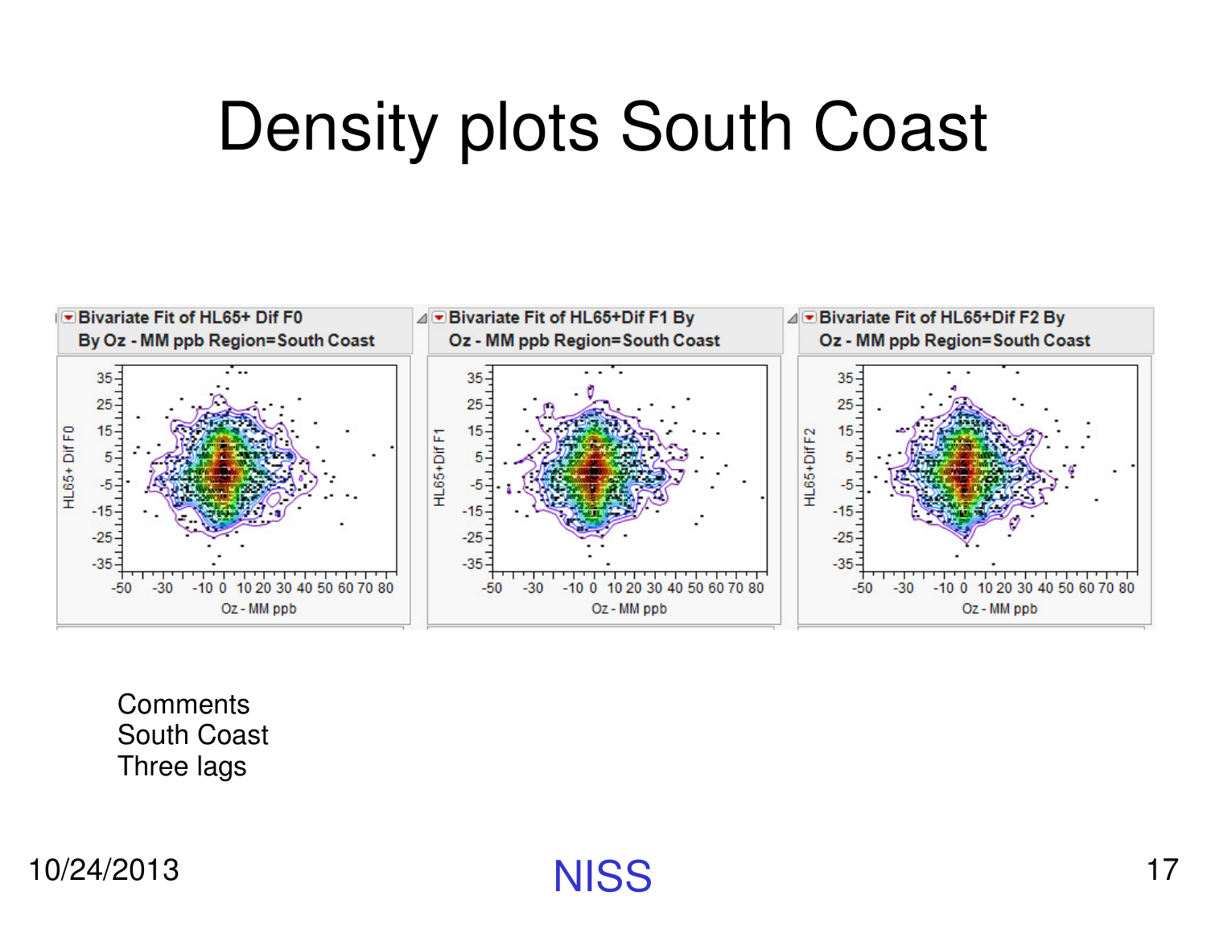# Density plots South Coast

Bivariate Fit of HL65+ Dif F0 By Oz - MM ppb Region=South Coast

Bivariate Fit of HL65+Dif F1 By Oz - MM ppb Region=South Coast

Bivariate Fit of HL65+Dif F2 By Oz - MM ppb Region=South Coast

Comments
South Coast
Three lags

10/24/2013

NISS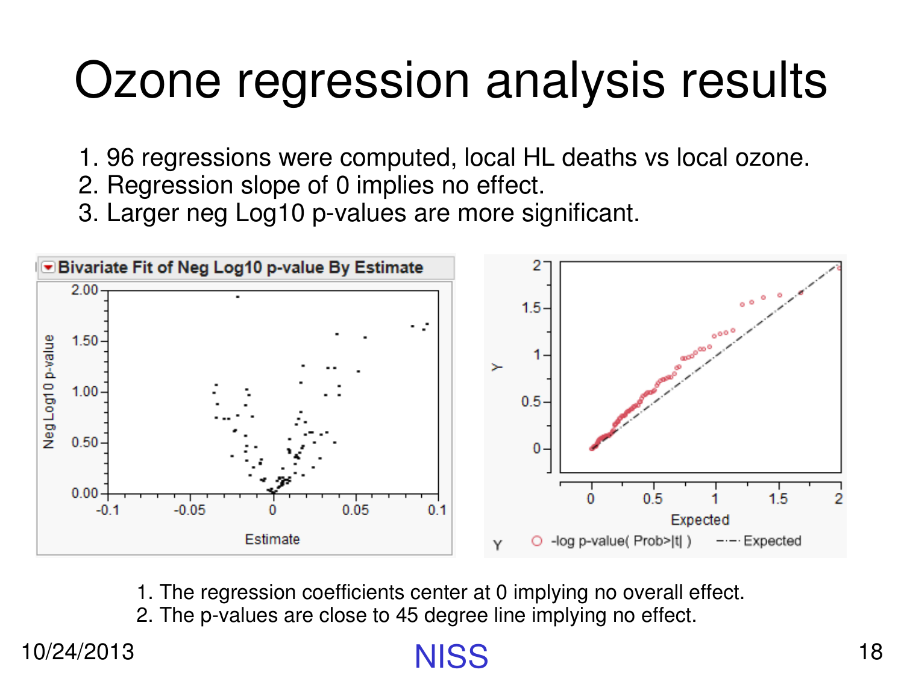# Ozone regression analysis results

1. 96 regressions were computed, local HL deaths vs local ozone.
2. Regression slope of 0 implies no effect.
3. Larger neg Log10 p-values are more significant.

1. The regression coefficients center at 0 implying no overall effect.
2. The p-values are close to 45 degree line implying no effect.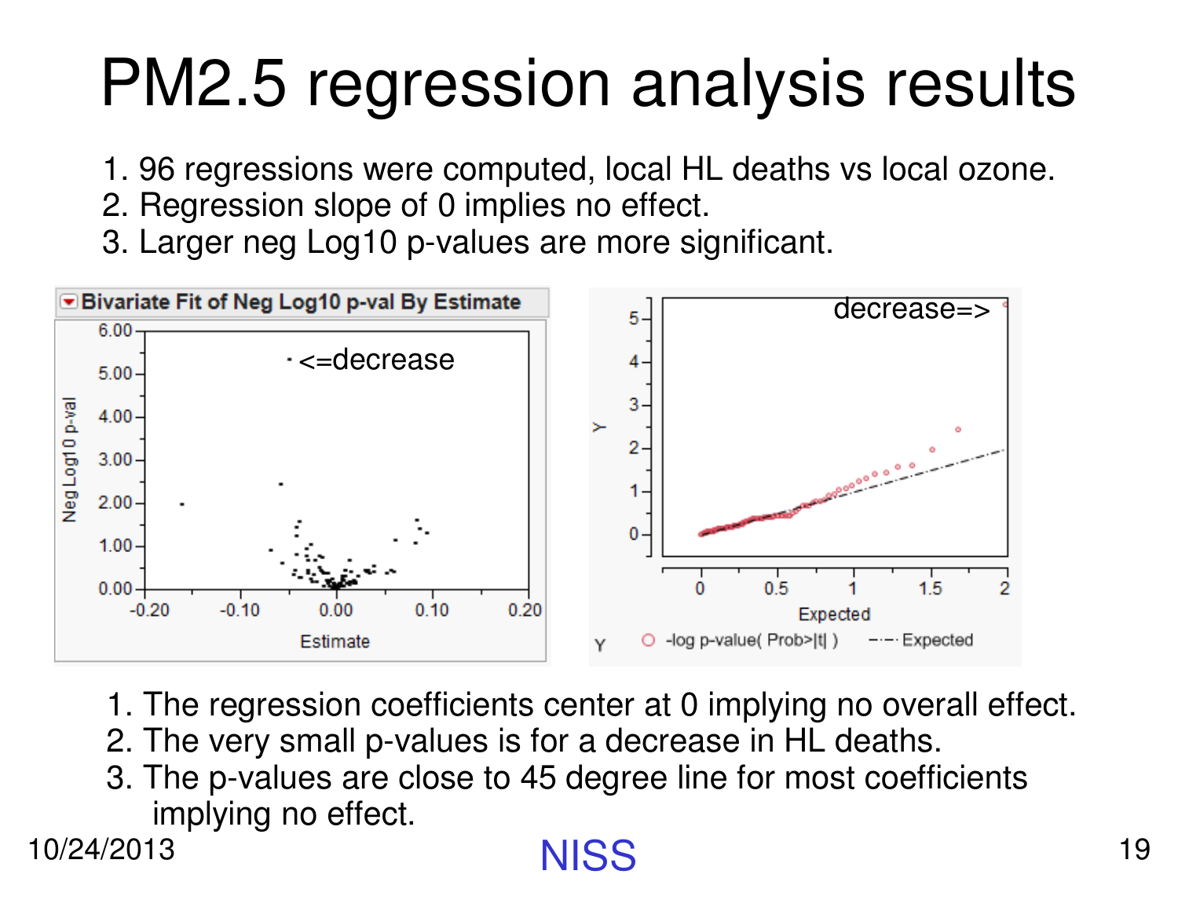# PM2.5 regression analysis results

1. 96 regressions were computed, local HL deaths vs local ozone.
2. Regression slope of 0 implies no effect.
3. Larger neg Log10 p-values are more significant.

Bivariate Fit of Neg Log10 p-val By Estimate

<=decrease

decrease=>

1. The regression coefficients center at 0 implying no overall effect.
2. The very small p-values is for a decrease in HL deaths.
3. The p-values are close to 45 degree line for most coefficients implying no effect.

10/24/2013

NISS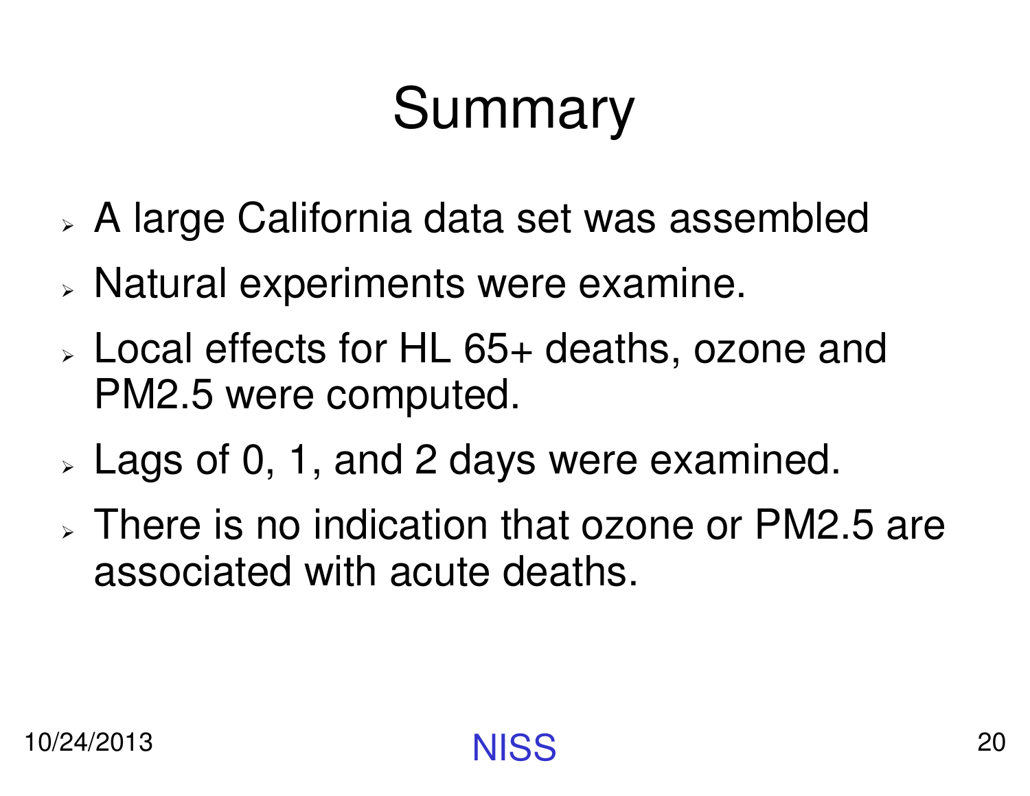# Summary

- A large California data set was assembled
- Natural experiments were examine.
- Local effects for HL 65+ deaths, ozone and PM2.5 were computed.
- Lags of 0, 1, and 2 days were examined.
- There is no indication that ozone or PM2.5 are associated with acute deaths.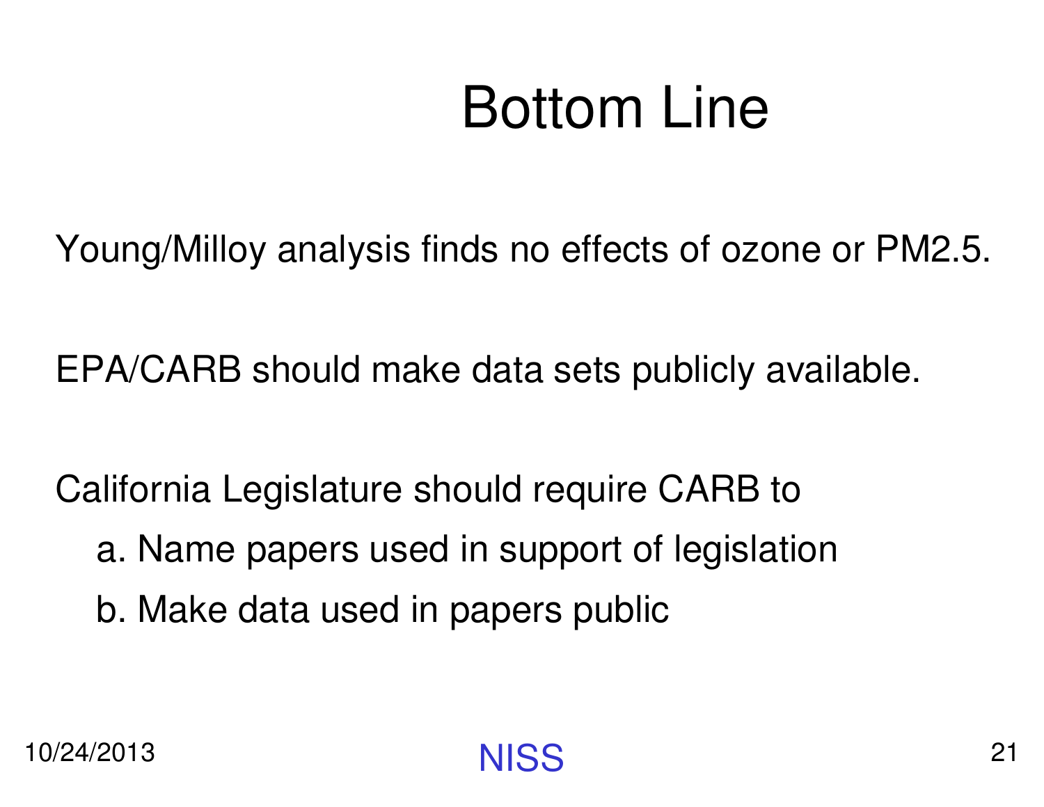# Bottom Line

Young/Milloy analysis finds no effects of ozone or PM2.5.

EPA/CARB should make data sets publicly available.

California Legislature should require CARB to

a. Name papers used in support of legislation

b. Make data used in papers public